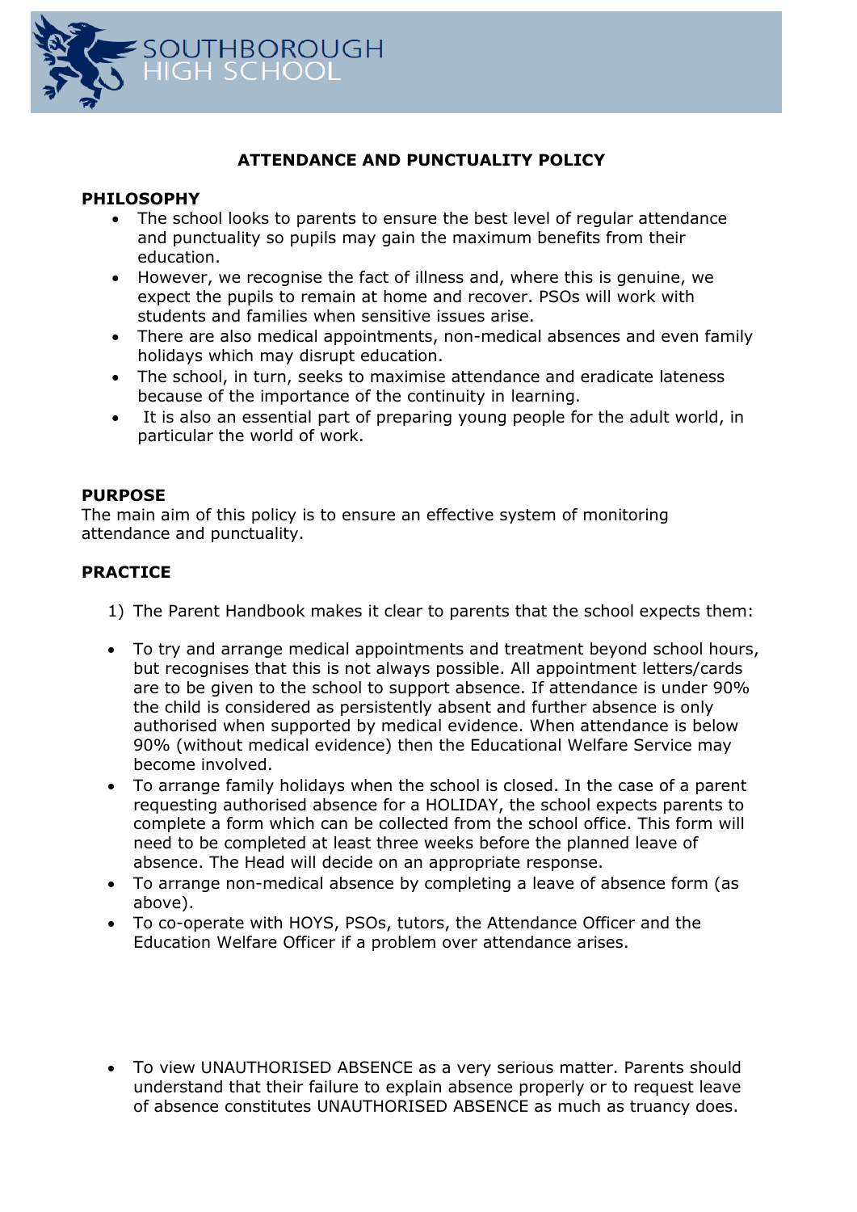SOUTHBOROUGH HIGH SCHOOL

# ATTENDANCE AND PUNCTUALITY POLICY

## PHILOSOPHY

- The school looks to parents to ensure the best level of regular attendance and punctuality so pupils may gain the maximum benefits from their education.
- However, we recognise the fact of illness and, where this is genuine, we expect the pupils to remain at home and recover. PSOs will work with students and families when sensitive issues arise.
- There are also medical appointments, non-medical absences and even family holidays which may disrupt education.
- The school, in turn, seeks to maximise attendance and eradicate lateness because of the importance of the continuity in learning.
- It is also an essential part of preparing young people for the adult world, in particular the world of work.

## PURPOSE

The main aim of this policy is to ensure an effective system of monitoring attendance and punctuality.

## PRACTICE

1) The Parent Handbook makes it clear to parents that the school expects them:

- To try and arrange medical appointments and treatment beyond school hours, but recognises that this is not always possible. All appointment letters/cards are to be given to the school to support absence. If attendance is under 90% the child is considered as persistently absent and further absence is only authorised when supported by medical evidence. When attendance is below 90% (without medical evidence) then the Educational Welfare Service may become involved.
- To arrange family holidays when the school is closed. In the case of a parent requesting authorised absence for a HOLIDAY, the school expects parents to complete a form which can be collected from the school office. This form will need to be completed at least three weeks before the planned leave of absence. The Head will decide on an appropriate response.
- To arrange non-medical absence by completing a leave of absence form (as above).
- To co-operate with HOYS, PSOs, tutors, the Attendance Officer and the Education Welfare Officer if a problem over attendance arises.
- To view UNAUTHORISED ABSENCE as a very serious matter. Parents should understand that their failure to explain absence properly or to request leave of absence constitutes UNAUTHORISED ABSENCE as much as truancy does.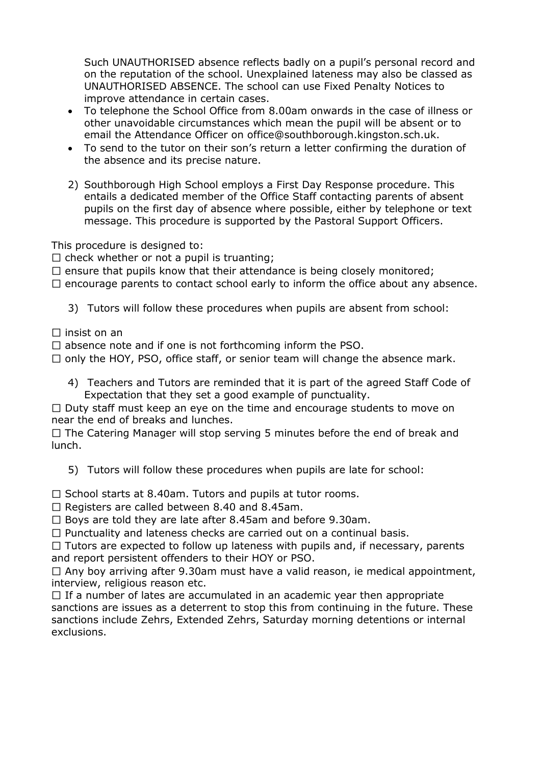Such UNAUTHORISED absence reflects badly on a pupil's personal record and on the reputation of the school. Unexplained lateness may also be classed as UNAUTHORISED ABSENCE. The school can use Fixed Penalty Notices to improve attendance in certain cases.

- To telephone the School Office from 8.00am onwards in the case of illness or other unavoidable circumstances which mean the pupil will be absent or to email the Attendance Officer on office@southborough.kingston.sch.uk.
- To send to the tutor on their son's return a letter confirming the duration of the absence and its precise nature.

2) Southborough High School employs a First Day Response procedure. This entails a dedicated member of the Office Staff contacting parents of absent pupils on the first day of absence where possible, either by telephone or text message. This procedure is supported by the Pastoral Support Officers.

This procedure is designed to:

☐ check whether or not a pupil is truanting;
☐ ensure that pupils know that their attendance is being closely monitored;
☐ encourage parents to contact school early to inform the office about any absence.

3) Tutors will follow these procedures when pupils are absent from school:

☐ insist on an
☐ absence note and if one is not forthcoming inform the PSO.
☐ only the HOY, PSO, office staff, or senior team will change the absence mark.

4) Teachers and Tutors are reminded that it is part of the agreed Staff Code of Expectation that they set a good example of punctuality.

☐ Duty staff must keep an eye on the time and encourage students to move on near the end of breaks and lunches.
☐ The Catering Manager will stop serving 5 minutes before the end of break and lunch.

5) Tutors will follow these procedures when pupils are late for school:

☐ School starts at 8.40am. Tutors and pupils at tutor rooms.
☐ Registers are called between 8.40 and 8.45am.
☐ Boys are told they are late after 8.45am and before 9.30am.
☐ Punctuality and lateness checks are carried out on a continual basis.
☐ Tutors are expected to follow up lateness with pupils and, if necessary, parents and report persistent offenders to their HOY or PSO.
☐ Any boy arriving after 9.30am must have a valid reason, ie medical appointment, interview, religious reason etc.
☐ If a number of lates are accumulated in an academic year then appropriate sanctions are issues as a deterrent to stop this from continuing in the future. These sanctions include Zehrs, Extended Zehrs, Saturday morning detentions or internal exclusions.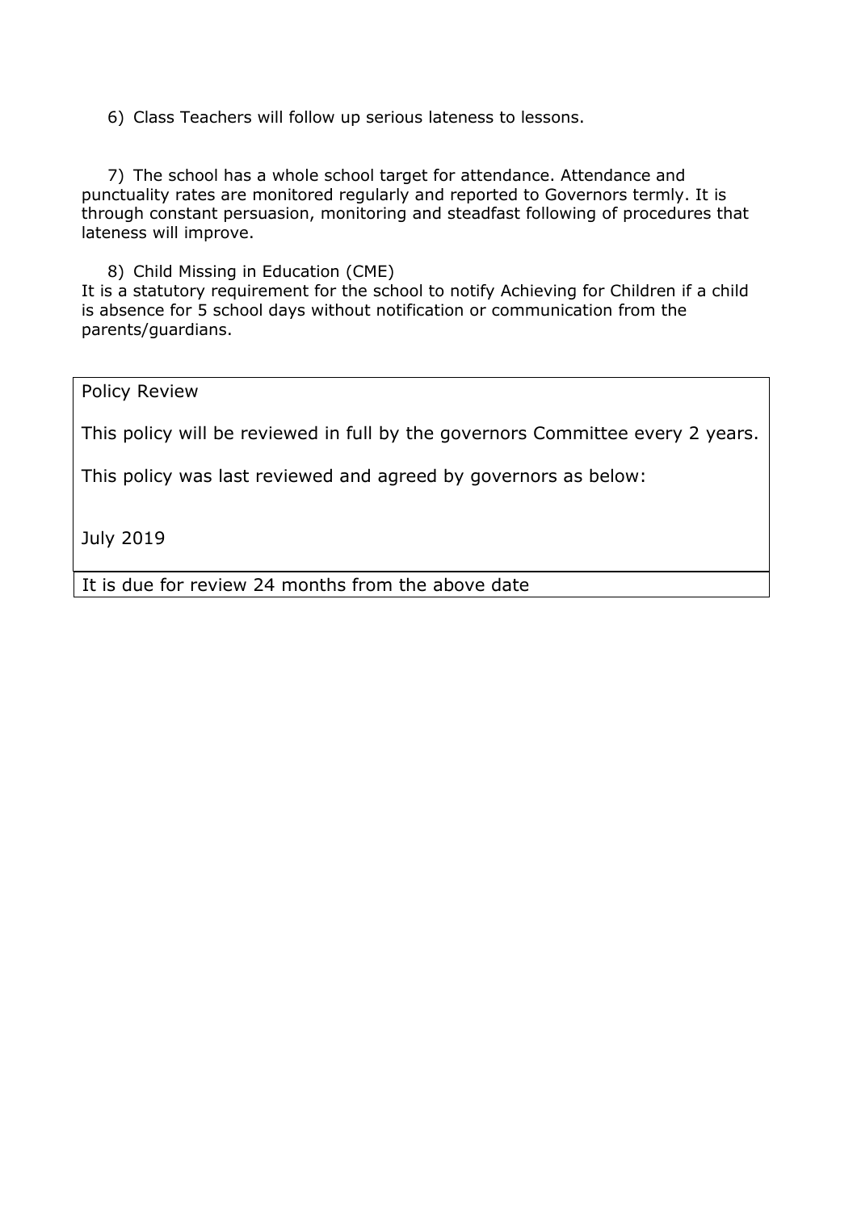6) Class Teachers will follow up serious lateness to lessons.

7) The school has a whole school target for attendance. Attendance and punctuality rates are monitored regularly and reported to Governors termly. It is through constant persuasion, monitoring and steadfast following of procedures that lateness will improve.

8) Child Missing in Education (CME)

It is a statutory requirement for the school to notify Achieving for Children if a child is absence for 5 school days without notification or communication from the parents/guardians.

| |
|---|
| Policy Review<br><br>This policy will be reviewed in full by the governors Committee every 2 years.<br><br>This policy was last reviewed and agreed by governors as below:<br><br>July 2019 |
| It is due for review 24 months from the above date |